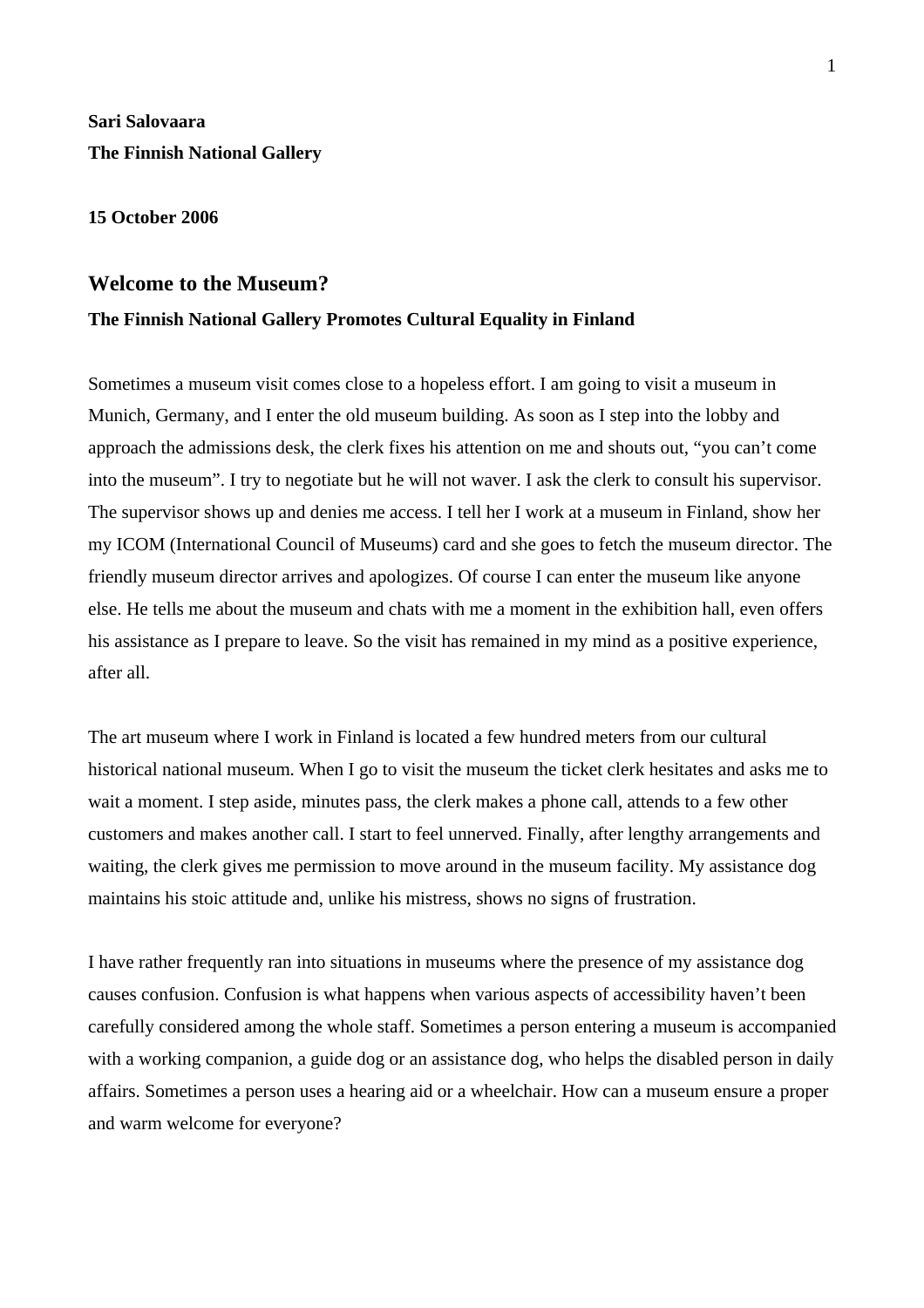**Sari Salovaara**

**The Finnish National Gallery**

**15 October 2006**

## Welcome to the Museum?

### The Finnish National Gallery Promotes Cultural Equality in Finland

Sometimes a museum visit comes close to a hopeless effort. I am going to visit a museum in Munich, Germany, and I enter the old museum building. As soon as I step into the lobby and approach the admissions desk, the clerk fixes his attention on me and shouts out, "you can't come into the museum". I try to negotiate but he will not waver. I ask the clerk to consult his supervisor. The supervisor shows up and denies me access. I tell her I work at a museum in Finland, show her my ICOM (International Council of Museums) card and she goes to fetch the museum director. The friendly museum director arrives and apologizes. Of course I can enter the museum like anyone else. He tells me about the museum and chats with me a moment in the exhibition hall, even offers his assistance as I prepare to leave. So the visit has remained in my mind as a positive experience, after all.

The art museum where I work in Finland is located a few hundred meters from our cultural historical national museum. When I go to visit the museum the ticket clerk hesitates and asks me to wait a moment. I step aside, minutes pass, the clerk makes a phone call, attends to a few other customers and makes another call. I start to feel unnerved. Finally, after lengthy arrangements and waiting, the clerk gives me permission to move around in the museum facility. My assistance dog maintains his stoic attitude and, unlike his mistress, shows no signs of frustration.

I have rather frequently ran into situations in museums where the presence of my assistance dog causes confusion. Confusion is what happens when various aspects of accessibility haven't been carefully considered among the whole staff. Sometimes a person entering a museum is accompanied with a working companion, a guide dog or an assistance dog, who helps the disabled person in daily affairs. Sometimes a person uses a hearing aid or a wheelchair. How can a museum ensure a proper and warm welcome for everyone?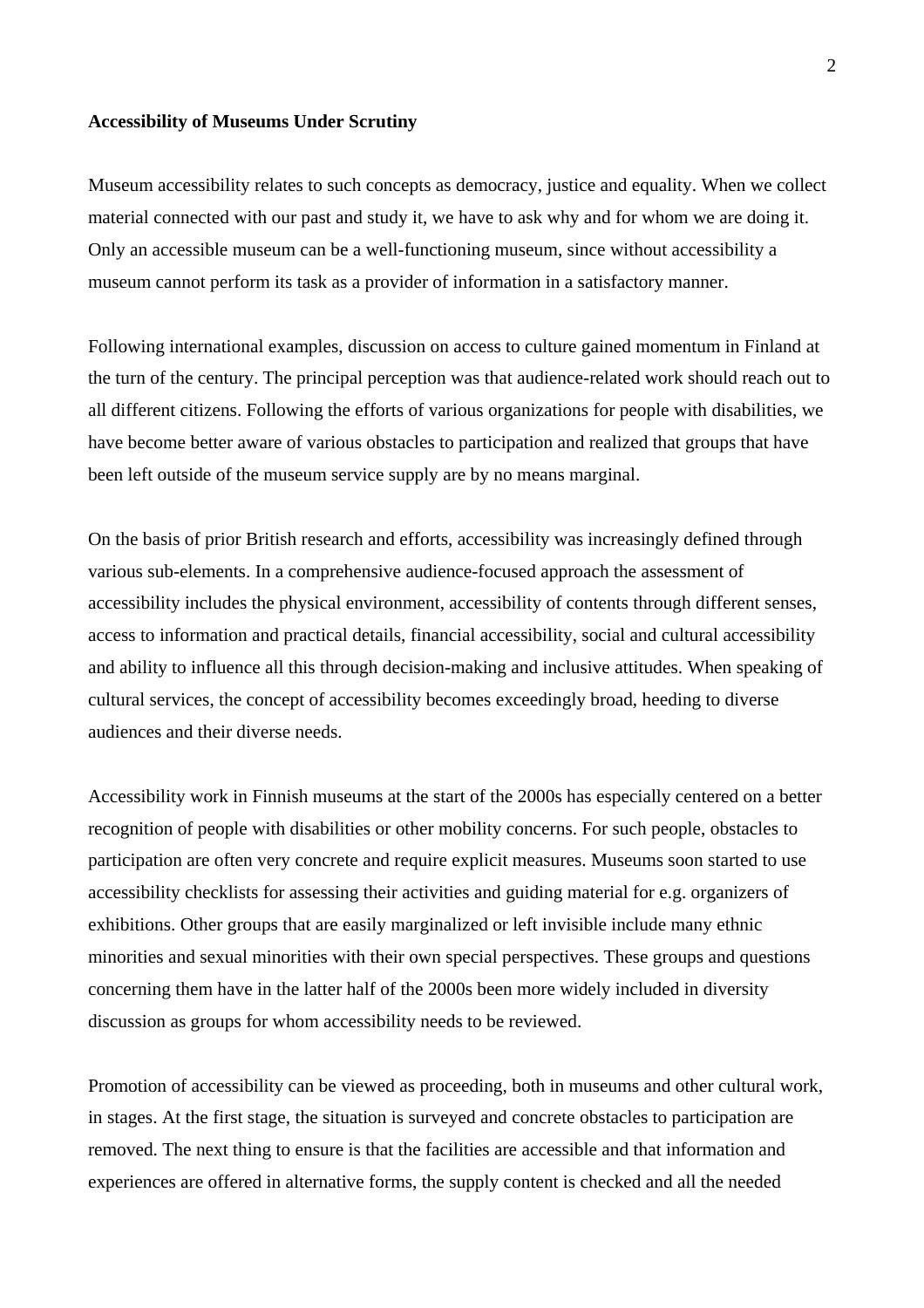**Accessibility of Museums Under Scrutiny**

Museum accessibility relates to such concepts as democracy, justice and equality. When we collect material connected with our past and study it, we have to ask why and for whom we are doing it. Only an accessible museum can be a well-functioning museum, since without accessibility a museum cannot perform its task as a provider of information in a satisfactory manner.

Following international examples, discussion on access to culture gained momentum in Finland at the turn of the century. The principal perception was that audience-related work should reach out to all different citizens. Following the efforts of various organizations for people with disabilities, we have become better aware of various obstacles to participation and realized that groups that have been left outside of the museum service supply are by no means marginal.

On the basis of prior British research and efforts, accessibility was increasingly defined through various sub-elements. In a comprehensive audience-focused approach the assessment of accessibility includes the physical environment, accessibility of contents through different senses, access to information and practical details, financial accessibility, social and cultural accessibility and ability to influence all this through decision-making and inclusive attitudes. When speaking of cultural services, the concept of accessibility becomes exceedingly broad, heeding to diverse audiences and their diverse needs.

Accessibility work in Finnish museums at the start of the 2000s has especially centered on a better recognition of people with disabilities or other mobility concerns. For such people, obstacles to participation are often very concrete and require explicit measures. Museums soon started to use accessibility checklists for assessing their activities and guiding material for e.g. organizers of exhibitions. Other groups that are easily marginalized or left invisible include many ethnic minorities and sexual minorities with their own special perspectives. These groups and questions concerning them have in the latter half of the 2000s been more widely included in diversity discussion as groups for whom accessibility needs to be reviewed.

Promotion of accessibility can be viewed as proceeding, both in museums and other cultural work, in stages. At the first stage, the situation is surveyed and concrete obstacles to participation are removed. The next thing to ensure is that the facilities are accessible and that information and experiences are offered in alternative forms, the supply content is checked and all the needed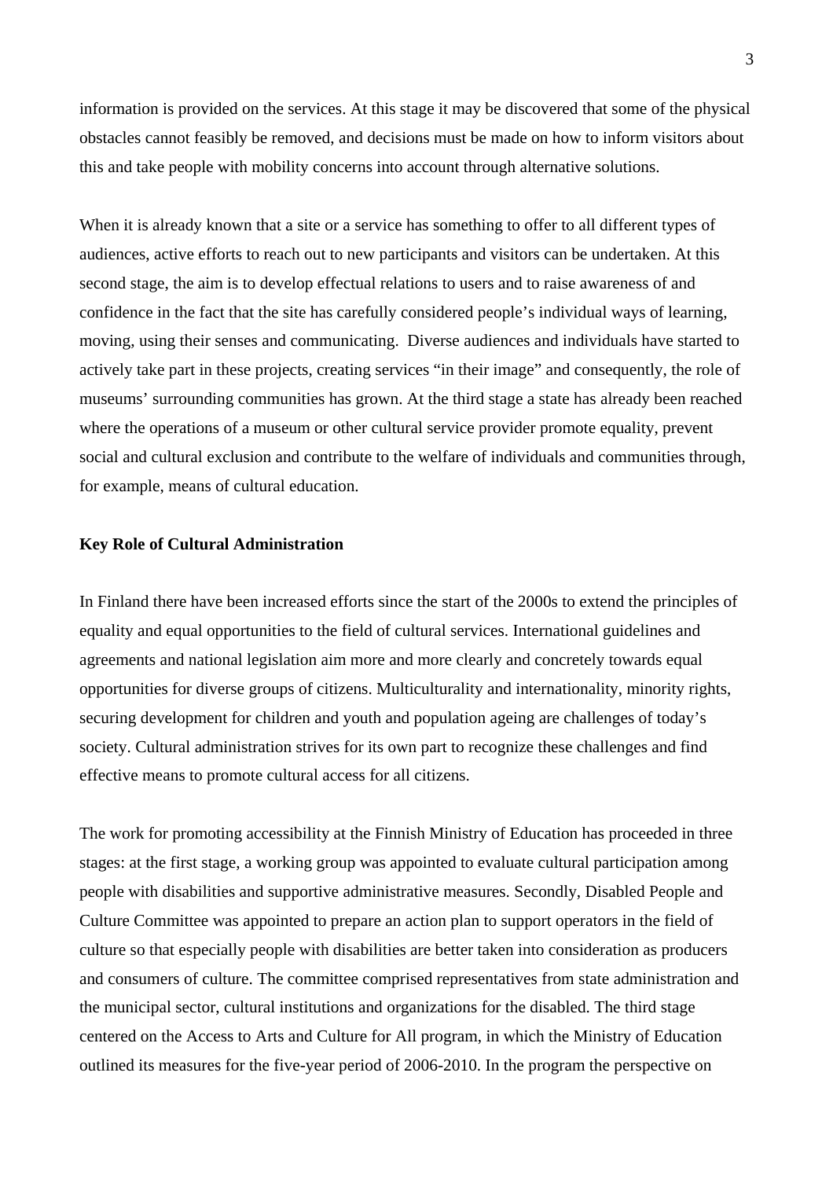information is provided on the services. At this stage it may be discovered that some of the physical obstacles cannot feasibly be removed, and decisions must be made on how to inform visitors about this and take people with mobility concerns into account through alternative solutions.

When it is already known that a site or a service has something to offer to all different types of audiences, active efforts to reach out to new participants and visitors can be undertaken. At this second stage, the aim is to develop effectual relations to users and to raise awareness of and confidence in the fact that the site has carefully considered people's individual ways of learning, moving, using their senses and communicating. Diverse audiences and individuals have started to actively take part in these projects, creating services "in their image" and consequently, the role of museums' surrounding communities has grown. At the third stage a state has already been reached where the operations of a museum or other cultural service provider promote equality, prevent social and cultural exclusion and contribute to the welfare of individuals and communities through, for example, means of cultural education.

**Key Role of Cultural Administration**

In Finland there have been increased efforts since the start of the 2000s to extend the principles of equality and equal opportunities to the field of cultural services. International guidelines and agreements and national legislation aim more and more clearly and concretely towards equal opportunities for diverse groups of citizens. Multiculturality and internationality, minority rights, securing development for children and youth and population ageing are challenges of today's society. Cultural administration strives for its own part to recognize these challenges and find effective means to promote cultural access for all citizens.

The work for promoting accessibility at the Finnish Ministry of Education has proceeded in three stages: at the first stage, a working group was appointed to evaluate cultural participation among people with disabilities and supportive administrative measures. Secondly, Disabled People and Culture Committee was appointed to prepare an action plan to support operators in the field of culture so that especially people with disabilities are better taken into consideration as producers and consumers of culture. The committee comprised representatives from state administration and the municipal sector, cultural institutions and organizations for the disabled. The third stage centered on the Access to Arts and Culture for All program, in which the Ministry of Education outlined its measures for the five-year period of 2006-2010. In the program the perspective on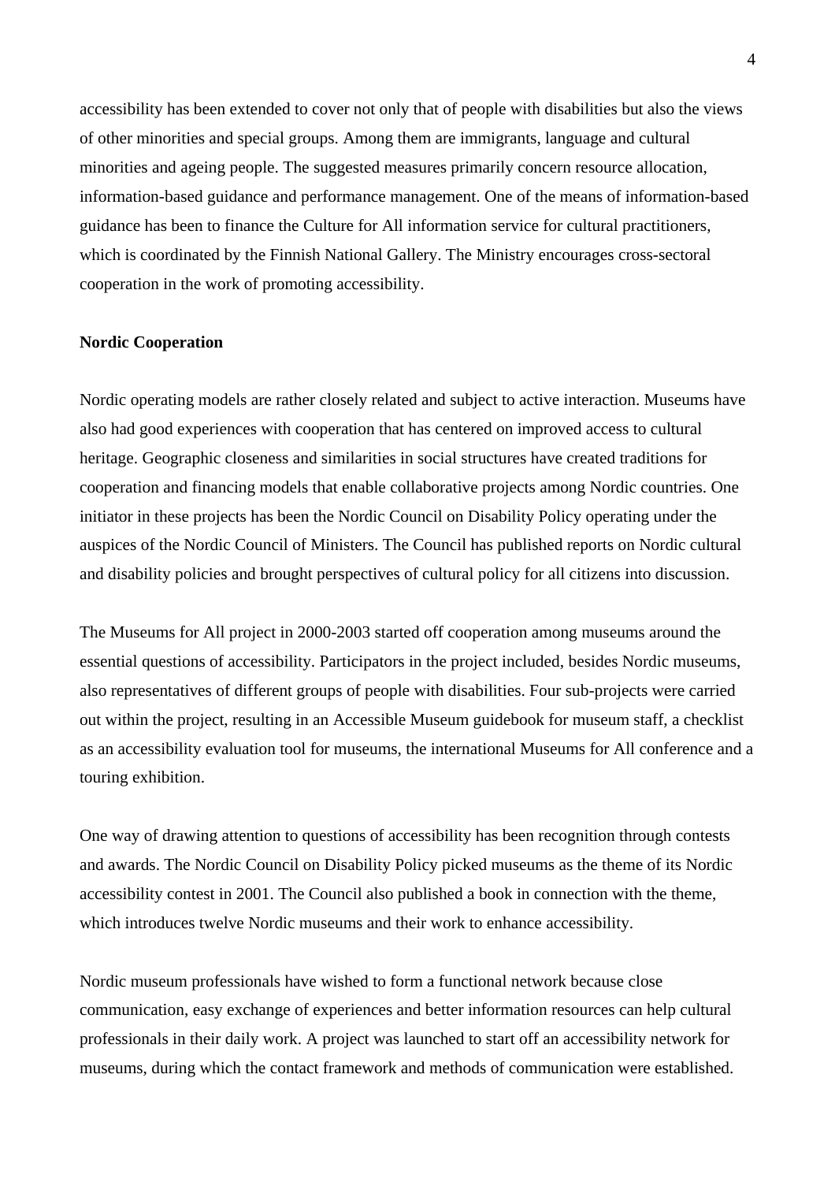accessibility has been extended to cover not only that of people with disabilities but also the views of other minorities and special groups. Among them are immigrants, language and cultural minorities and ageing people. The suggested measures primarily concern resource allocation, information-based guidance and performance management. One of the means of information-based guidance has been to finance the Culture for All information service for cultural practitioners, which is coordinated by the Finnish National Gallery. The Ministry encourages cross-sectoral cooperation in the work of promoting accessibility.

**Nordic Cooperation**

Nordic operating models are rather closely related and subject to active interaction. Museums have also had good experiences with cooperation that has centered on improved access to cultural heritage. Geographic closeness and similarities in social structures have created traditions for cooperation and financing models that enable collaborative projects among Nordic countries. One initiator in these projects has been the Nordic Council on Disability Policy operating under the auspices of the Nordic Council of Ministers. The Council has published reports on Nordic cultural and disability policies and brought perspectives of cultural policy for all citizens into discussion.

The Museums for All project in 2000-2003 started off cooperation among museums around the essential questions of accessibility. Participators in the project included, besides Nordic museums, also representatives of different groups of people with disabilities. Four sub-projects were carried out within the project, resulting in an Accessible Museum guidebook for museum staff, a checklist as an accessibility evaluation tool for museums, the international Museums for All conference and a touring exhibition.

One way of drawing attention to questions of accessibility has been recognition through contests and awards. The Nordic Council on Disability Policy picked museums as the theme of its Nordic accessibility contest in 2001. The Council also published a book in connection with the theme, which introduces twelve Nordic museums and their work to enhance accessibility.

Nordic museum professionals have wished to form a functional network because close communication, easy exchange of experiences and better information resources can help cultural professionals in their daily work. A project was launched to start off an accessibility network for museums, during which the contact framework and methods of communication were established.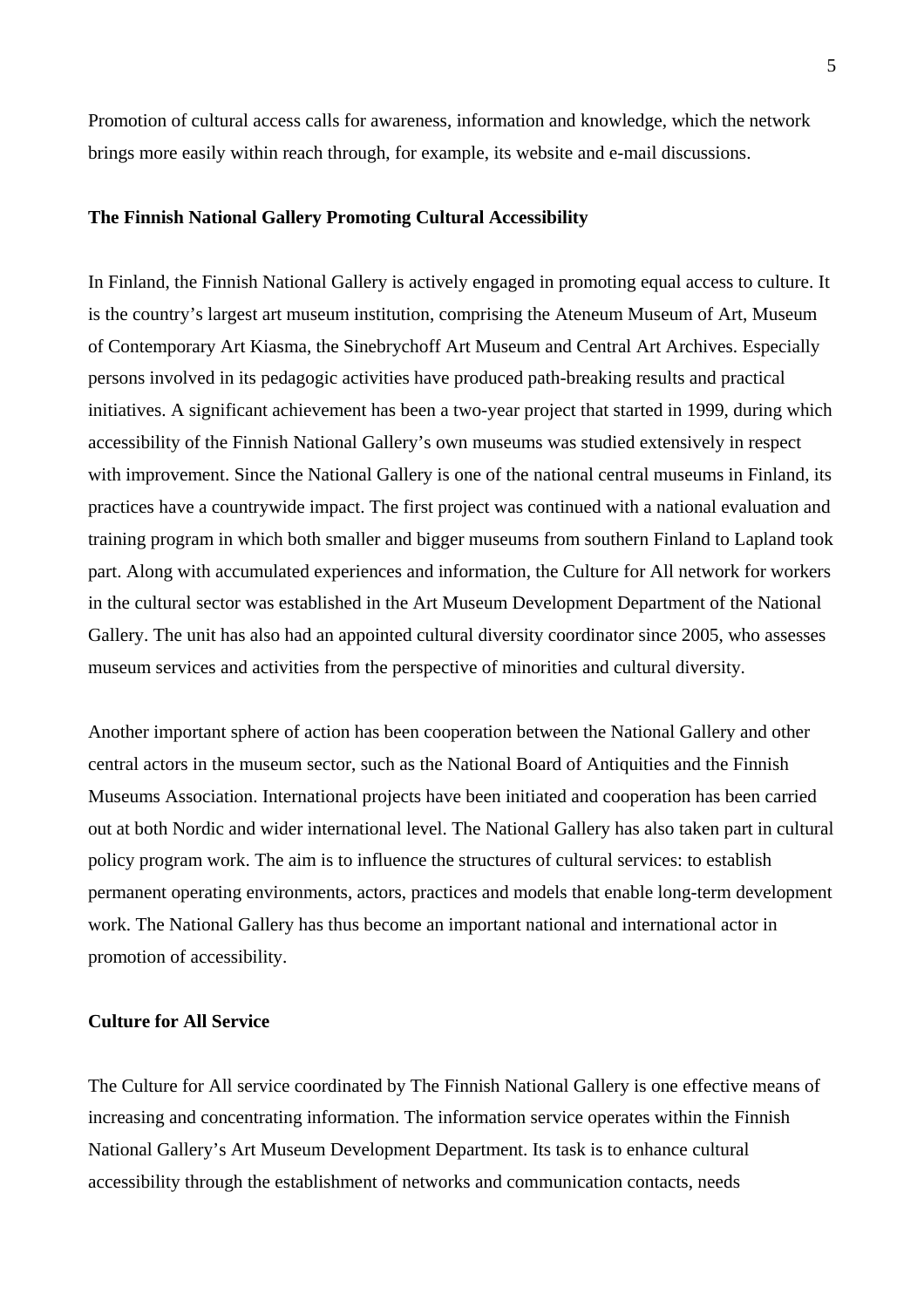Promotion of cultural access calls for awareness, information and knowledge, which the network brings more easily within reach through, for example, its website and e-mail discussions.

**The Finnish National Gallery Promoting Cultural Accessibility**

In Finland, the Finnish National Gallery is actively engaged in promoting equal access to culture. It is the country's largest art museum institution, comprising the Ateneum Museum of Art, Museum of Contemporary Art Kiasma, the Sinebrychoff Art Museum and Central Art Archives. Especially persons involved in its pedagogic activities have produced path-breaking results and practical initiatives. A significant achievement has been a two-year project that started in 1999, during which accessibility of the Finnish National Gallery's own museums was studied extensively in respect with improvement. Since the National Gallery is one of the national central museums in Finland, its practices have a countrywide impact. The first project was continued with a national evaluation and training program in which both smaller and bigger museums from southern Finland to Lapland took part. Along with accumulated experiences and information, the Culture for All network for workers in the cultural sector was established in the Art Museum Development Department of the National Gallery. The unit has also had an appointed cultural diversity coordinator since 2005, who assesses museum services and activities from the perspective of minorities and cultural diversity.

Another important sphere of action has been cooperation between the National Gallery and other central actors in the museum sector, such as the National Board of Antiquities and the Finnish Museums Association. International projects have been initiated and cooperation has been carried out at both Nordic and wider international level. The National Gallery has also taken part in cultural policy program work. The aim is to influence the structures of cultural services: to establish permanent operating environments, actors, practices and models that enable long-term development work. The National Gallery has thus become an important national and international actor in promotion of accessibility.

**Culture for All Service**

The Culture for All service coordinated by The Finnish National Gallery is one effective means of increasing and concentrating information. The information service operates within the Finnish National Gallery's Art Museum Development Department. Its task is to enhance cultural accessibility through the establishment of networks and communication contacts, needs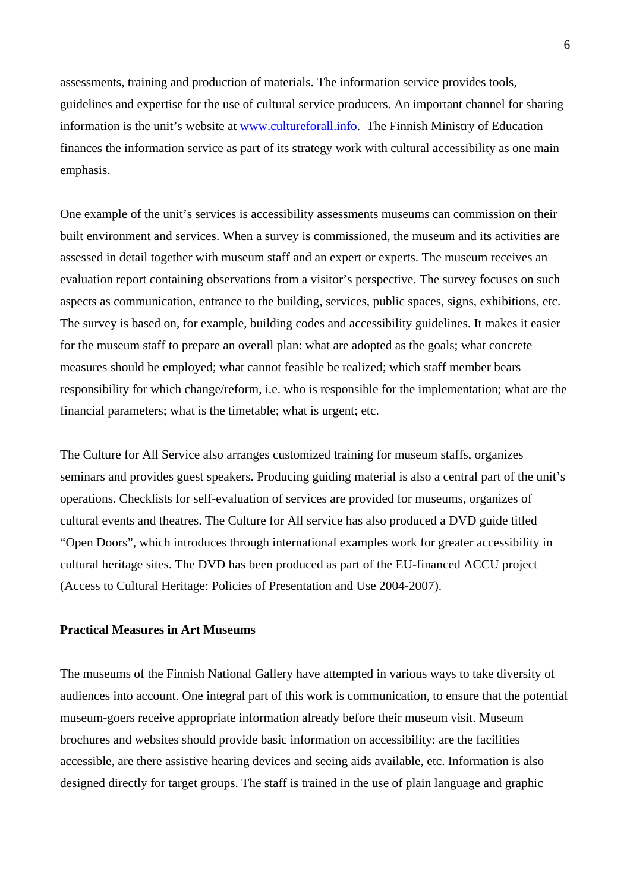assessments, training and production of materials. The information service provides tools, guidelines and expertise for the use of cultural service producers. An important channel for sharing information is the unit's website at [www.cultureforall.info](http://www.cultureforall.info). The Finnish Ministry of Education finances the information service as part of its strategy work with cultural accessibility as one main emphasis.

One example of the unit's services is accessibility assessments museums can commission on their built environment and services. When a survey is commissioned, the museum and its activities are assessed in detail together with museum staff and an expert or experts. The museum receives an evaluation report containing observations from a visitor's perspective. The survey focuses on such aspects as communication, entrance to the building, services, public spaces, signs, exhibitions, etc. The survey is based on, for example, building codes and accessibility guidelines. It makes it easier for the museum staff to prepare an overall plan: what are adopted as the goals; what concrete measures should be employed; what cannot feasible be realized; which staff member bears responsibility for which change/reform, i.e. who is responsible for the implementation; what are the financial parameters; what is the timetable; what is urgent; etc.

The Culture for All Service also arranges customized training for museum staffs, organizes seminars and provides guest speakers. Producing guiding material is also a central part of the unit's operations. Checklists for self-evaluation of services are provided for museums, organizes of cultural events and theatres. The Culture for All service has also produced a DVD guide titled "Open Doors", which introduces through international examples work for greater accessibility in cultural heritage sites. The DVD has been produced as part of the EU-financed ACCU project (Access to Cultural Heritage: Policies of Presentation and Use 2004-2007).

**Practical Measures in Art Museums**

The museums of the Finnish National Gallery have attempted in various ways to take diversity of audiences into account. One integral part of this work is communication, to ensure that the potential museum-goers receive appropriate information already before their museum visit. Museum brochures and websites should provide basic information on accessibility: are the facilities accessible, are there assistive hearing devices and seeing aids available, etc. Information is also designed directly for target groups. The staff is trained in the use of plain language and graphic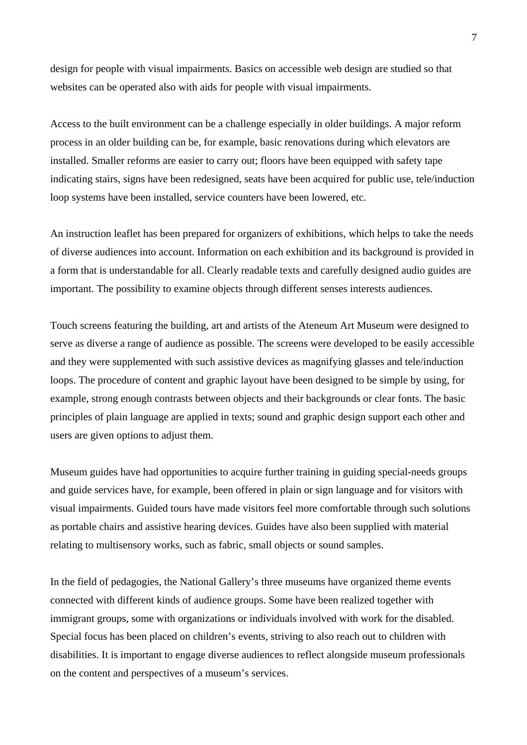design for people with visual impairments. Basics on accessible web design are studied so that websites can be operated also with aids for people with visual impairments.

Access to the built environment can be a challenge especially in older buildings. A major reform process in an older building can be, for example, basic renovations during which elevators are installed. Smaller reforms are easier to carry out; floors have been equipped with safety tape indicating stairs, signs have been redesigned, seats have been acquired for public use, tele/induction loop systems have been installed, service counters have been lowered, etc.

An instruction leaflet has been prepared for organizers of exhibitions, which helps to take the needs of diverse audiences into account. Information on each exhibition and its background is provided in a form that is understandable for all. Clearly readable texts and carefully designed audio guides are important. The possibility to examine objects through different senses interests audiences.

Touch screens featuring the building, art and artists of the Ateneum Art Museum were designed to serve as diverse a range of audience as possible. The screens were developed to be easily accessible and they were supplemented with such assistive devices as magnifying glasses and tele/induction loops. The procedure of content and graphic layout have been designed to be simple by using, for example, strong enough contrasts between objects and their backgrounds or clear fonts. The basic principles of plain language are applied in texts; sound and graphic design support each other and users are given options to adjust them.

Museum guides have had opportunities to acquire further training in guiding special-needs groups and guide services have, for example, been offered in plain or sign language and for visitors with visual impairments. Guided tours have made visitors feel more comfortable through such solutions as portable chairs and assistive hearing devices. Guides have also been supplied with material relating to multisensory works, such as fabric, small objects or sound samples.

In the field of pedagogies, the National Gallery's three museums have organized theme events connected with different kinds of audience groups. Some have been realized together with immigrant groups, some with organizations or individuals involved with work for the disabled. Special focus has been placed on children's events, striving to also reach out to children with disabilities. It is important to engage diverse audiences to reflect alongside museum professionals on the content and perspectives of a museum's services.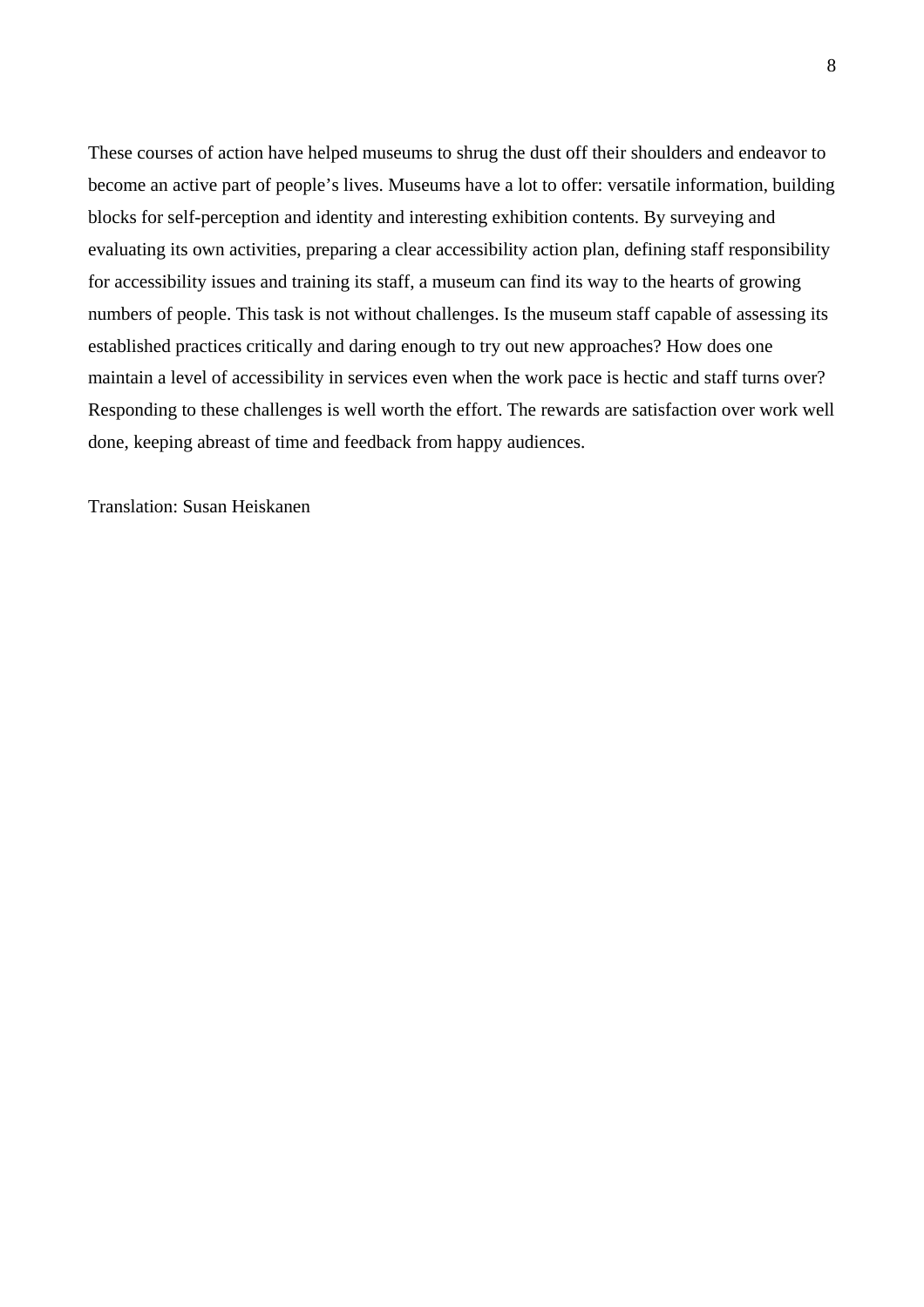These courses of action have helped museums to shrug the dust off their shoulders and endeavor to become an active part of people's lives. Museums have a lot to offer: versatile information, building blocks for self-perception and identity and interesting exhibition contents. By surveying and evaluating its own activities, preparing a clear accessibility action plan, defining staff responsibility for accessibility issues and training its staff, a museum can find its way to the hearts of growing numbers of people. This task is not without challenges. Is the museum staff capable of assessing its established practices critically and daring enough to try out new approaches? How does one maintain a level of accessibility in services even when the work pace is hectic and staff turns over? Responding to these challenges is well worth the effort. The rewards are satisfaction over work well done, keeping abreast of time and feedback from happy audiences.

Translation: Susan Heiskanen